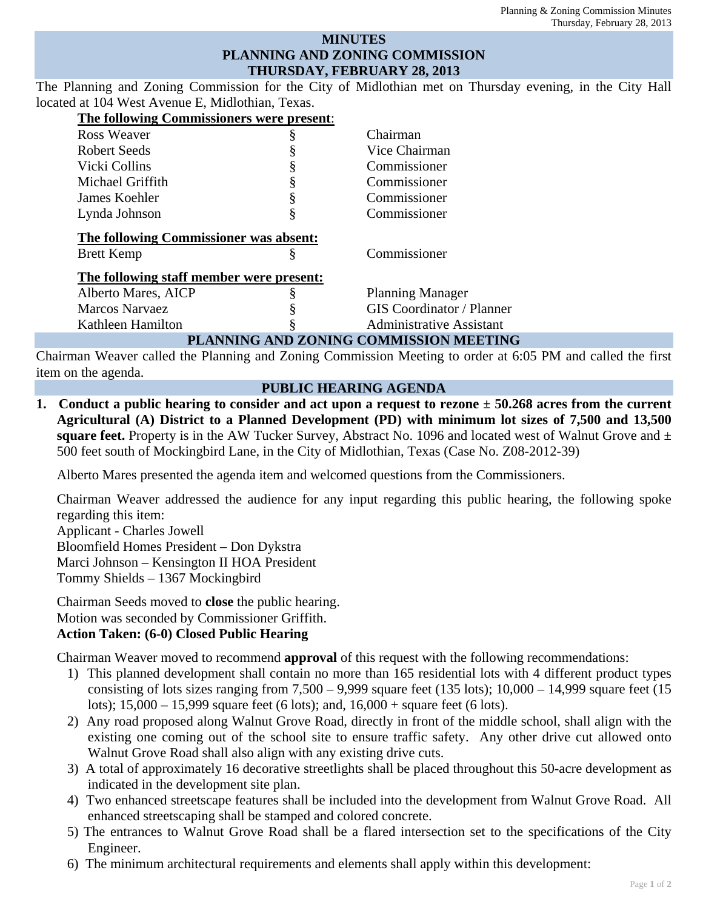# MINUTES
# PLANNING AND ZONING COMMISSION
# THURSDAY, FEBRUARY 28, 2013

The Planning and Zoning Commission for the City of Midlothian met on Thursday evening, in the City Hall located at 104 West Avenue E, Midlothian, Texas.

**The following Commissioners were present:**

| | | |
|---|---|---|
| Ross Weaver | § | Chairman |
| Robert Seeds | § | Vice Chairman |
| Vicki Collins | § | Commissioner |
| Michael Griffith | § | Commissioner |
| James Koehler | § | Commissioner |
| Lynda Johnson | § | Commissioner |

**The following Commissioner was absent:**

| | | |
|---|---|---|
| Brett Kemp | § | Commissioner |

**The following staff member were present:**

| | | |
|---|---|---|
| Alberto Mares, AICP | § | Planning Manager |
| Marcos Narvaez | § | GIS Coordinator / Planner |
| Kathleen Hamilton | § | Administrative Assistant |

## PLANNING AND ZONING COMMISSION MEETING

Chairman Weaver called the Planning and Zoning Commission Meeting to order at 6:05 PM and called the first item on the agenda.

## PUBLIC HEARING AGENDA

1. **Conduct a public hearing to consider and act upon a request to rezone ± 50.268 acres from the current Agricultural (A) District to a Planned Development (PD) with minimum lot sizes of 7,500 and 13,500 square feet.** Property is in the AW Tucker Survey, Abstract No. 1096 and located west of Walnut Grove and ± 500 feet south of Mockingbird Lane, in the City of Midlothian, Texas (Case No. Z08-2012-39)

   Alberto Mares presented the agenda item and welcomed questions from the Commissioners.

   Chairman Weaver addressed the audience for any input regarding this public hearing, the following spoke regarding this item:
   Applicant - Charles Jowell
   Bloomfield Homes President – Don Dykstra
   Marci Johnson – Kensington II HOA President
   Tommy Shields – 1367 Mockingbird

   Chairman Seeds moved to **close** the public hearing.
   Motion was seconded by Commissioner Griffith.
   **Action Taken: (6-0) Closed Public Hearing**

   Chairman Weaver moved to recommend **approval** of this request with the following recommendations:

   1) This planned development shall contain no more than 165 residential lots with 4 different product types consisting of lots sizes ranging from 7,500 – 9,999 square feet (135 lots); 10,000 – 14,999 square feet (15 lots); 15,000 – 15,999 square feet (6 lots); and, 16,000 + square feet (6 lots).
   2) Any road proposed along Walnut Grove Road, directly in front of the middle school, shall align with the existing one coming out of the school site to ensure traffic safety. Any other drive cut allowed onto Walnut Grove Road shall also align with any existing drive cuts.
   3) A total of approximately 16 decorative streetlights shall be placed throughout this 50-acre development as indicated in the development site plan.
   4) Two enhanced streetscape features shall be included into the development from Walnut Grove Road. All enhanced streetscaping shall be stamped and colored concrete.
   5) The entrances to Walnut Grove Road shall be a flared intersection set to the specifications of the City Engineer.
   6) The minimum architectural requirements and elements shall apply within this development: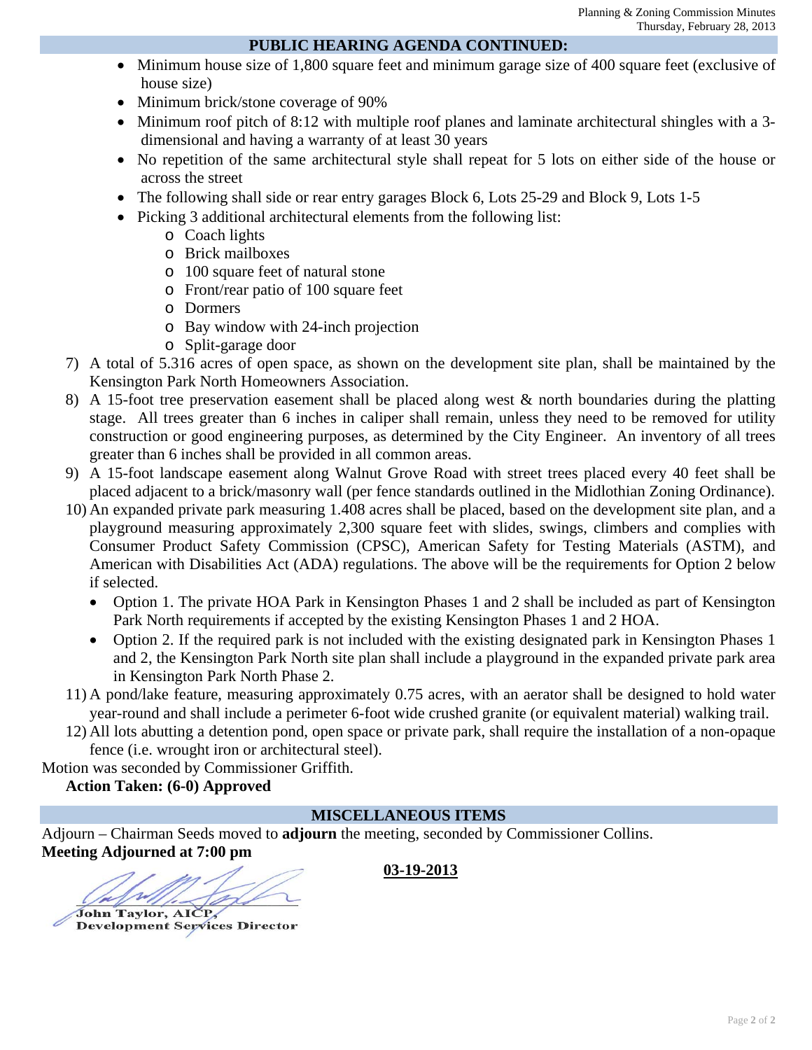## PUBLIC HEARING AGENDA CONTINUED:

- Minimum house size of 1,800 square feet and minimum garage size of 400 square feet (exclusive of house size)
- Minimum brick/stone coverage of 90%
- Minimum roof pitch of 8:12 with multiple roof planes and laminate architectural shingles with a 3-dimensional and having a warranty of at least 30 years
- No repetition of the same architectural style shall repeat for 5 lots on either side of the house or across the street
- The following shall side or rear entry garages Block 6, Lots 25-29 and Block 9, Lots 1-5
- Picking 3 additional architectural elements from the following list:
  - Coach lights
  - Brick mailboxes
  - 100 square feet of natural stone
  - Front/rear patio of 100 square feet
  - Dormers
  - Bay window with 24-inch projection
  - Split-garage door

7) A total of 5.316 acres of open space, as shown on the development site plan, shall be maintained by the Kensington Park North Homeowners Association.
8) A 15-foot tree preservation easement shall be placed along west & north boundaries during the platting stage. All trees greater than 6 inches in caliper shall remain, unless they need to be removed for utility construction or good engineering purposes, as determined by the City Engineer. An inventory of all trees greater than 6 inches shall be provided in all common areas.
9) A 15-foot landscape easement along Walnut Grove Road with street trees placed every 40 feet shall be placed adjacent to a brick/masonry wall (per fence standards outlined in the Midlothian Zoning Ordinance).
10) An expanded private park measuring 1.408 acres shall be placed, based on the development site plan, and a playground measuring approximately 2,300 square feet with slides, swings, climbers and complies with Consumer Product Safety Commission (CPSC), American Safety for Testing Materials (ASTM), and American with Disabilities Act (ADA) regulations. The above will be the requirements for Option 2 below if selected.
    - Option 1. The private HOA Park in Kensington Phases 1 and 2 shall be included as part of Kensington Park North requirements if accepted by the existing Kensington Phases 1 and 2 HOA.
    - Option 2. If the required park is not included with the existing designated park in Kensington Phases 1 and 2, the Kensington Park North site plan shall include a playground in the expanded private park area in Kensington Park North Phase 2.
11) A pond/lake feature, measuring approximately 0.75 acres, with an aerator shall be designed to hold water year-round and shall include a perimeter 6-foot wide crushed granite (or equivalent material) walking trail.
12) All lots abutting a detention pond, open space or private park, shall require the installation of a non-opaque fence (i.e. wrought iron or architectural steel).

Motion was seconded by Commissioner Griffith.

**Action Taken: (6-0) Approved**

## MISCELLANEOUS ITEMS

Adjourn – Chairman Seeds moved to **adjourn** the meeting, seconded by Commissioner Collins.

**Meeting Adjourned at 7:00 pm**

John Taylor, AICP,
Development Services Director

**03-19-2013**